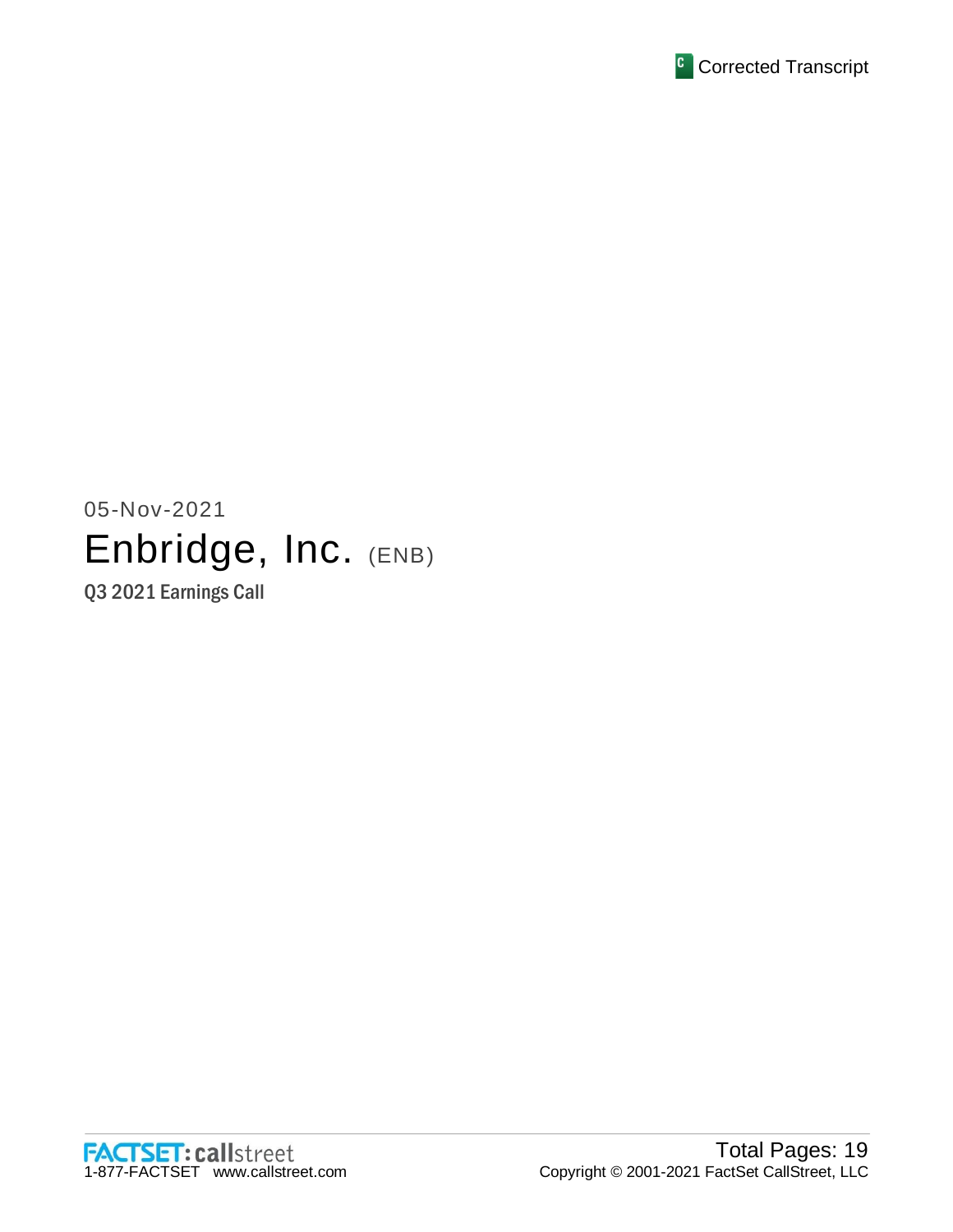Corrected Transcript

05-Nov-2021

# Enbridge, Inc. (ENB)

## Q3 2021 Earnings Call

Total Pages: 19

Copyright © 2001-2021 FactSet CallStreet, LLC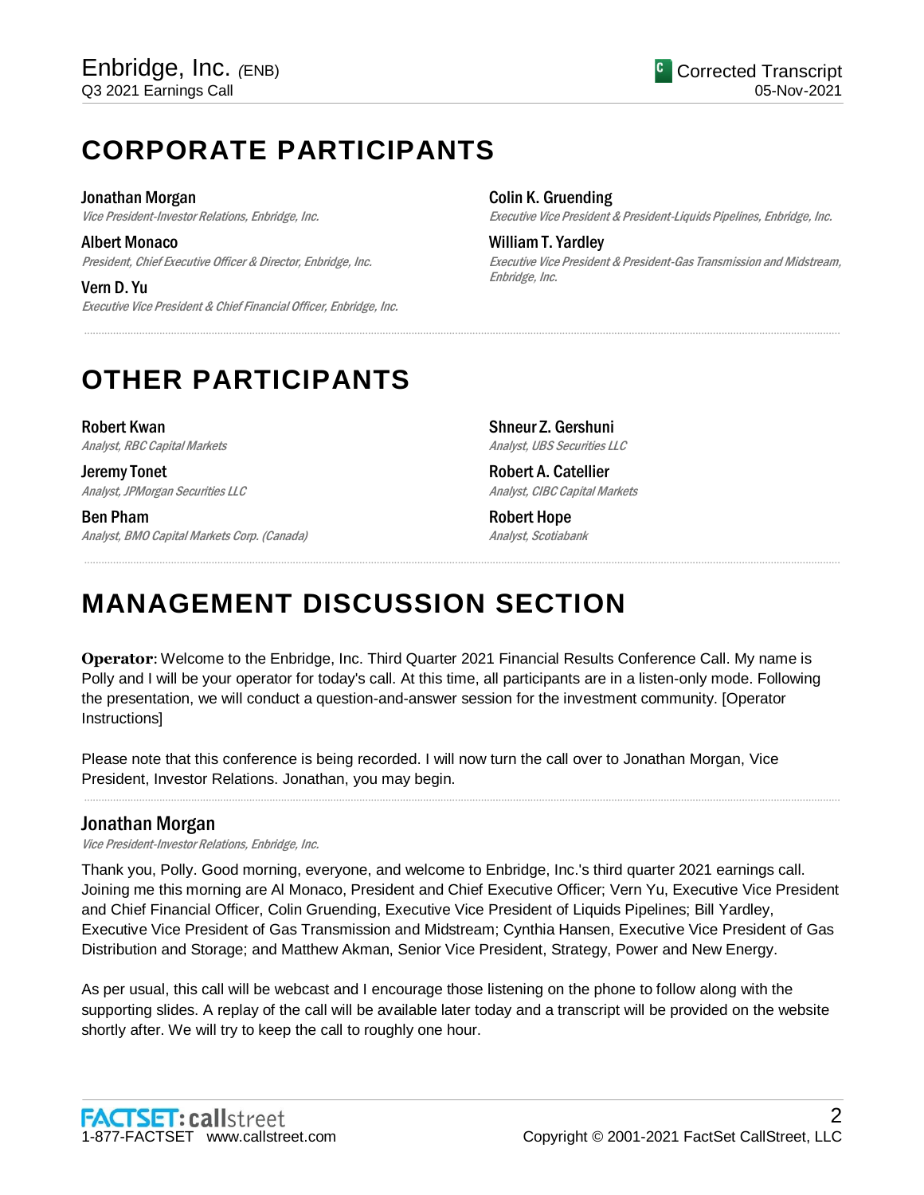# CORPORATE PARTICIPANTS

**Jonathan Morgan**
*Vice President-Investor Relations, Enbridge, Inc.*

**Albert Monaco**
*President, Chief Executive Officer & Director, Enbridge, Inc.*

**Vern D. Yu**
*Executive Vice President & Chief Financial Officer, Enbridge, Inc.*

**Colin K. Gruending**
*Executive Vice President & President-Liquids Pipelines, Enbridge, Inc.*

**William T. Yardley**
*Executive Vice President & President-Gas Transmission and Midstream, Enbridge, Inc.*

# OTHER PARTICIPANTS

**Robert Kwan**
*Analyst, RBC Capital Markets*

**Jeremy Tonet**
*Analyst, JPMorgan Securities LLC*

**Ben Pham**
*Analyst, BMO Capital Markets Corp. (Canada)*

**Shneur Z. Gershuni**
*Analyst, UBS Securities LLC*

**Robert A. Catellier**
*Analyst, CIBC Capital Markets*

**Robert Hope**
*Analyst, Scotiabank*

# MANAGEMENT DISCUSSION SECTION

**Operator**: Welcome to the Enbridge, Inc. Third Quarter 2021 Financial Results Conference Call. My name is Polly and I will be your operator for today's call. At this time, all participants are in a listen-only mode. Following the presentation, we will conduct a question-and-answer session for the investment community. [Operator Instructions]

Please note that this conference is being recorded. I will now turn the call over to Jonathan Morgan, Vice President, Investor Relations. Jonathan, you may begin.

## Jonathan Morgan
*Vice President-Investor Relations, Enbridge, Inc.*

Thank you, Polly. Good morning, everyone, and welcome to Enbridge, Inc.'s third quarter 2021 earnings call. Joining me this morning are Al Monaco, President and Chief Executive Officer; Vern Yu, Executive Vice President and Chief Financial Officer, Colin Gruending, Executive Vice President of Liquids Pipelines; Bill Yardley, Executive Vice President of Gas Transmission and Midstream; Cynthia Hansen, Executive Vice President of Gas Distribution and Storage; and Matthew Akman, Senior Vice President, Strategy, Power and New Energy.

As per usual, this call will be webcast and I encourage those listening on the phone to follow along with the supporting slides. A replay of the call will be available later today and a transcript will be provided on the website shortly after. We will try to keep the call to roughly one hour.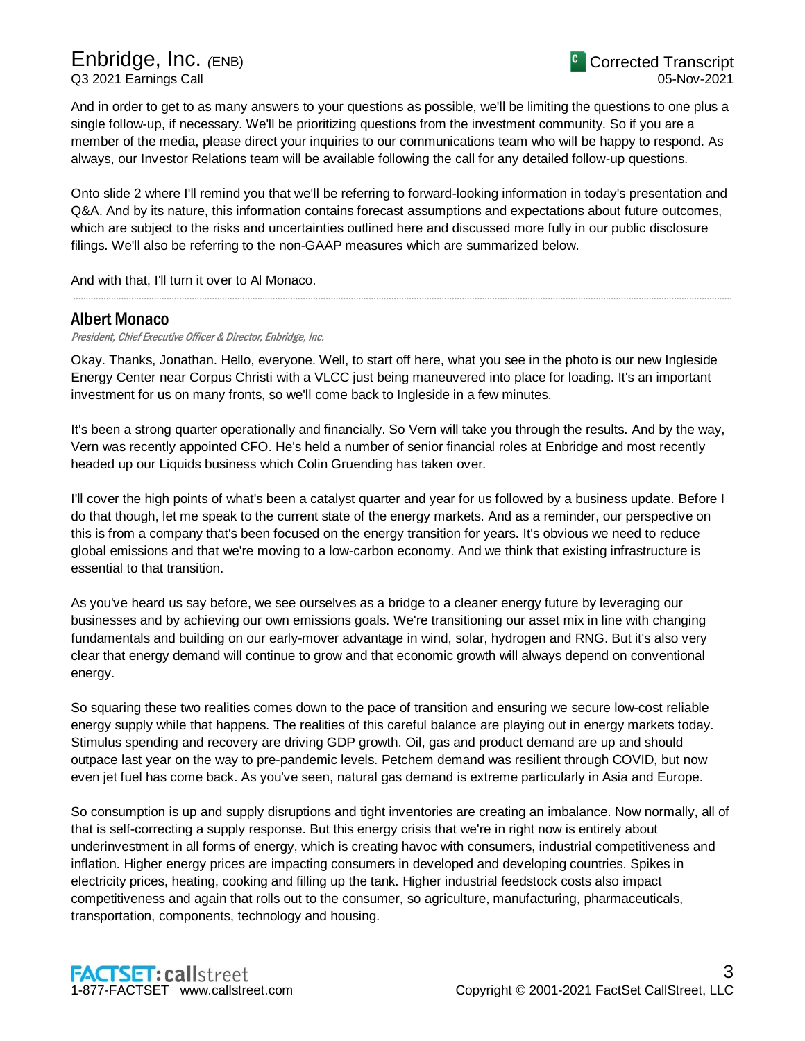And in order to get to as many answers to your questions as possible, we'll be limiting the questions to one plus a single follow-up, if necessary. We'll be prioritizing questions from the investment community. So if you are a member of the media, please direct your inquiries to our communications team who will be happy to respond. As always, our Investor Relations team will be available following the call for any detailed follow-up questions.

Onto slide 2 where I'll remind you that we'll be referring to forward-looking information in today's presentation and Q&A. And by its nature, this information contains forecast assumptions and expectations about future outcomes, which are subject to the risks and uncertainties outlined here and discussed more fully in our public disclosure filings. We'll also be referring to the non-GAAP measures which are summarized below.

And with that, I'll turn it over to Al Monaco.

---

## Albert Monaco

*President, Chief Executive Officer & Director, Enbridge, Inc.*

Okay. Thanks, Jonathan. Hello, everyone. Well, to start off here, what you see in the photo is our new Ingleside Energy Center near Corpus Christi with a VLCC just being maneuvered into place for loading. It's an important investment for us on many fronts, so we'll come back to Ingleside in a few minutes.

It's been a strong quarter operationally and financially. So Vern will take you through the results. And by the way, Vern was recently appointed CFO. He's held a number of senior financial roles at Enbridge and most recently headed up our Liquids business which Colin Gruending has taken over.

I'll cover the high points of what's been a catalyst quarter and year for us followed by a business update. Before I do that though, let me speak to the current state of the energy markets. And as a reminder, our perspective on this is from a company that's been focused on the energy transition for years. It's obvious we need to reduce global emissions and that we're moving to a low-carbon economy. And we think that existing infrastructure is essential to that transition.

As you've heard us say before, we see ourselves as a bridge to a cleaner energy future by leveraging our businesses and by achieving our own emissions goals. We're transitioning our asset mix in line with changing fundamentals and building on our early-mover advantage in wind, solar, hydrogen and RNG. But it's also very clear that energy demand will continue to grow and that economic growth will always depend on conventional energy.

So squaring these two realities comes down to the pace of transition and ensuring we secure low-cost reliable energy supply while that happens. The realities of this careful balance are playing out in energy markets today. Stimulus spending and recovery are driving GDP growth. Oil, gas and product demand are up and should outpace last year on the way to pre-pandemic levels. Petchem demand was resilient through COVID, but now even jet fuel has come back. As you've seen, natural gas demand is extreme particularly in Asia and Europe.

So consumption is up and supply disruptions and tight inventories are creating an imbalance. Now normally, all of that is self-correcting a supply response. But this energy crisis that we're in right now is entirely about underinvestment in all forms of energy, which is creating havoc with consumers, industrial competitiveness and inflation. Higher energy prices are impacting consumers in developed and developing countries. Spikes in electricity prices, heating, cooking and filling up the tank. Higher industrial feedstock costs also impact competitiveness and again that rolls out to the consumer, so agriculture, manufacturing, pharmaceuticals, transportation, components, technology and housing.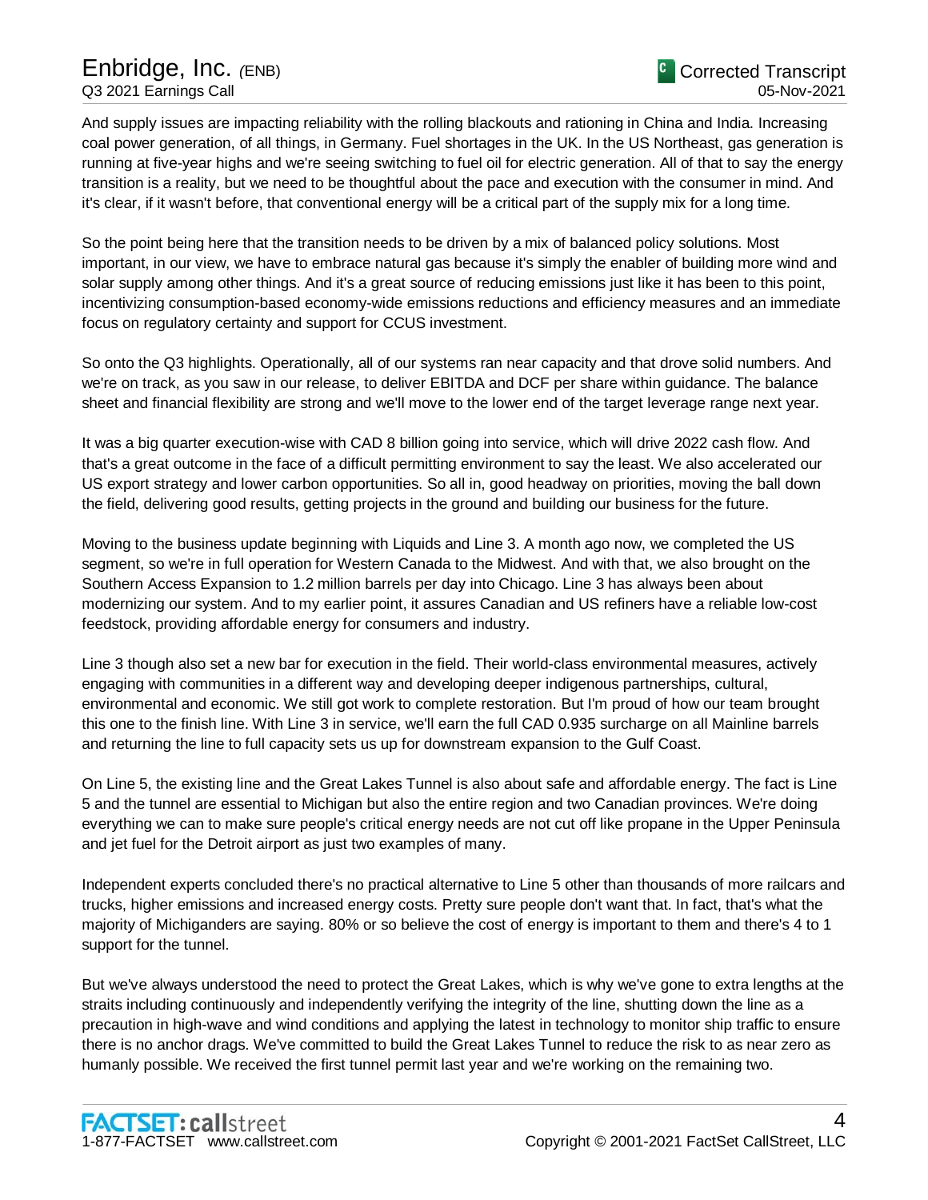And supply issues are impacting reliability with the rolling blackouts and rationing in China and India. Increasing coal power generation, of all things, in Germany. Fuel shortages in the UK. In the US Northeast, gas generation is running at five-year highs and we're seeing switching to fuel oil for electric generation. All of that to say the energy transition is a reality, but we need to be thoughtful about the pace and execution with the consumer in mind. And it's clear, if it wasn't before, that conventional energy will be a critical part of the supply mix for a long time.

So the point being here that the transition needs to be driven by a mix of balanced policy solutions. Most important, in our view, we have to embrace natural gas because it's simply the enabler of building more wind and solar supply among other things. And it's a great source of reducing emissions just like it has been to this point, incentivizing consumption-based economy-wide emissions reductions and efficiency measures and an immediate focus on regulatory certainty and support for CCUS investment.

So onto the Q3 highlights. Operationally, all of our systems ran near capacity and that drove solid numbers. And we're on track, as you saw in our release, to deliver EBITDA and DCF per share within guidance. The balance sheet and financial flexibility are strong and we'll move to the lower end of the target leverage range next year.

It was a big quarter execution-wise with CAD 8 billion going into service, which will drive 2022 cash flow. And that's a great outcome in the face of a difficult permitting environment to say the least. We also accelerated our US export strategy and lower carbon opportunities. So all in, good headway on priorities, moving the ball down the field, delivering good results, getting projects in the ground and building our business for the future.

Moving to the business update beginning with Liquids and Line 3. A month ago now, we completed the US segment, so we're in full operation for Western Canada to the Midwest. And with that, we also brought on the Southern Access Expansion to 1.2 million barrels per day into Chicago. Line 3 has always been about modernizing our system. And to my earlier point, it assures Canadian and US refiners have a reliable low-cost feedstock, providing affordable energy for consumers and industry.

Line 3 though also set a new bar for execution in the field. Their world-class environmental measures, actively engaging with communities in a different way and developing deeper indigenous partnerships, cultural, environmental and economic. We still got work to complete restoration. But I'm proud of how our team brought this one to the finish line. With Line 3 in service, we'll earn the full CAD 0.935 surcharge on all Mainline barrels and returning the line to full capacity sets us up for downstream expansion to the Gulf Coast.

On Line 5, the existing line and the Great Lakes Tunnel is also about safe and affordable energy. The fact is Line 5 and the tunnel are essential to Michigan but also the entire region and two Canadian provinces. We're doing everything we can to make sure people's critical energy needs are not cut off like propane in the Upper Peninsula and jet fuel for the Detroit airport as just two examples of many.

Independent experts concluded there's no practical alternative to Line 5 other than thousands of more railcars and trucks, higher emissions and increased energy costs. Pretty sure people don't want that. In fact, that's what the majority of Michiganders are saying. 80% or so believe the cost of energy is important to them and there's 4 to 1 support for the tunnel.

But we've always understood the need to protect the Great Lakes, which is why we've gone to extra lengths at the straits including continuously and independently verifying the integrity of the line, shutting down the line as a precaution in high-wave and wind conditions and applying the latest in technology to monitor ship traffic to ensure there is no anchor drags. We've committed to build the Great Lakes Tunnel to reduce the risk to as near zero as humanly possible. We received the first tunnel permit last year and we're working on the remaining two.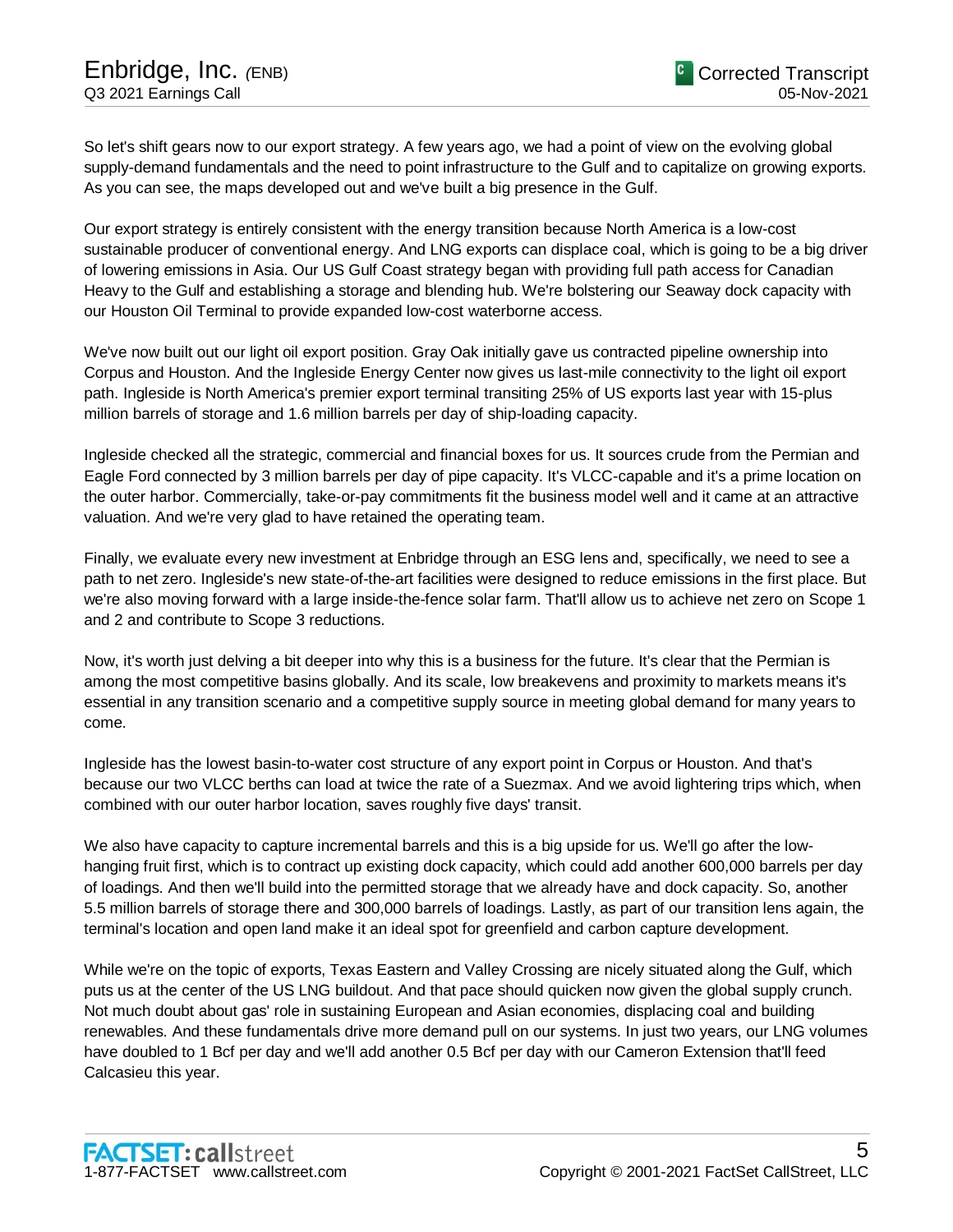So let's shift gears now to our export strategy. A few years ago, we had a point of view on the evolving global supply-demand fundamentals and the need to point infrastructure to the Gulf and to capitalize on growing exports. As you can see, the maps developed out and we've built a big presence in the Gulf.

Our export strategy is entirely consistent with the energy transition because North America is a low-cost sustainable producer of conventional energy. And LNG exports can displace coal, which is going to be a big driver of lowering emissions in Asia. Our US Gulf Coast strategy began with providing full path access for Canadian Heavy to the Gulf and establishing a storage and blending hub. We're bolstering our Seaway dock capacity with our Houston Oil Terminal to provide expanded low-cost waterborne access.

We've now built out our light oil export position. Gray Oak initially gave us contracted pipeline ownership into Corpus and Houston. And the Ingleside Energy Center now gives us last-mile connectivity to the light oil export path. Ingleside is North America's premier export terminal transiting 25% of US exports last year with 15-plus million barrels of storage and 1.6 million barrels per day of ship-loading capacity.

Ingleside checked all the strategic, commercial and financial boxes for us. It sources crude from the Permian and Eagle Ford connected by 3 million barrels per day of pipe capacity. It's VLCC-capable and it's a prime location on the outer harbor. Commercially, take-or-pay commitments fit the business model well and it came at an attractive valuation. And we're very glad to have retained the operating team.

Finally, we evaluate every new investment at Enbridge through an ESG lens and, specifically, we need to see a path to net zero. Ingleside's new state-of-the-art facilities were designed to reduce emissions in the first place. But we're also moving forward with a large inside-the-fence solar farm. That'll allow us to achieve net zero on Scope 1 and 2 and contribute to Scope 3 reductions.

Now, it's worth just delving a bit deeper into why this is a business for the future. It's clear that the Permian is among the most competitive basins globally. And its scale, low breakevens and proximity to markets means it's essential in any transition scenario and a competitive supply source in meeting global demand for many years to come.

Ingleside has the lowest basin-to-water cost structure of any export point in Corpus or Houston. And that's because our two VLCC berths can load at twice the rate of a Suezmax. And we avoid lightering trips which, when combined with our outer harbor location, saves roughly five days' transit.

We also have capacity to capture incremental barrels and this is a big upside for us. We'll go after the low-hanging fruit first, which is to contract up existing dock capacity, which could add another 600,000 barrels per day of loadings. And then we'll build into the permitted storage that we already have and dock capacity. So, another 5.5 million barrels of storage there and 300,000 barrels of loadings. Lastly, as part of our transition lens again, the terminal's location and open land make it an ideal spot for greenfield and carbon capture development.

While we're on the topic of exports, Texas Eastern and Valley Crossing are nicely situated along the Gulf, which puts us at the center of the US LNG buildout. And that pace should quicken now given the global supply crunch. Not much doubt about gas' role in sustaining European and Asian economies, displacing coal and building renewables. And these fundamentals drive more demand pull on our systems. In just two years, our LNG volumes have doubled to 1 Bcf per day and we'll add another 0.5 Bcf per day with our Cameron Extension that'll feed Calcasieu this year.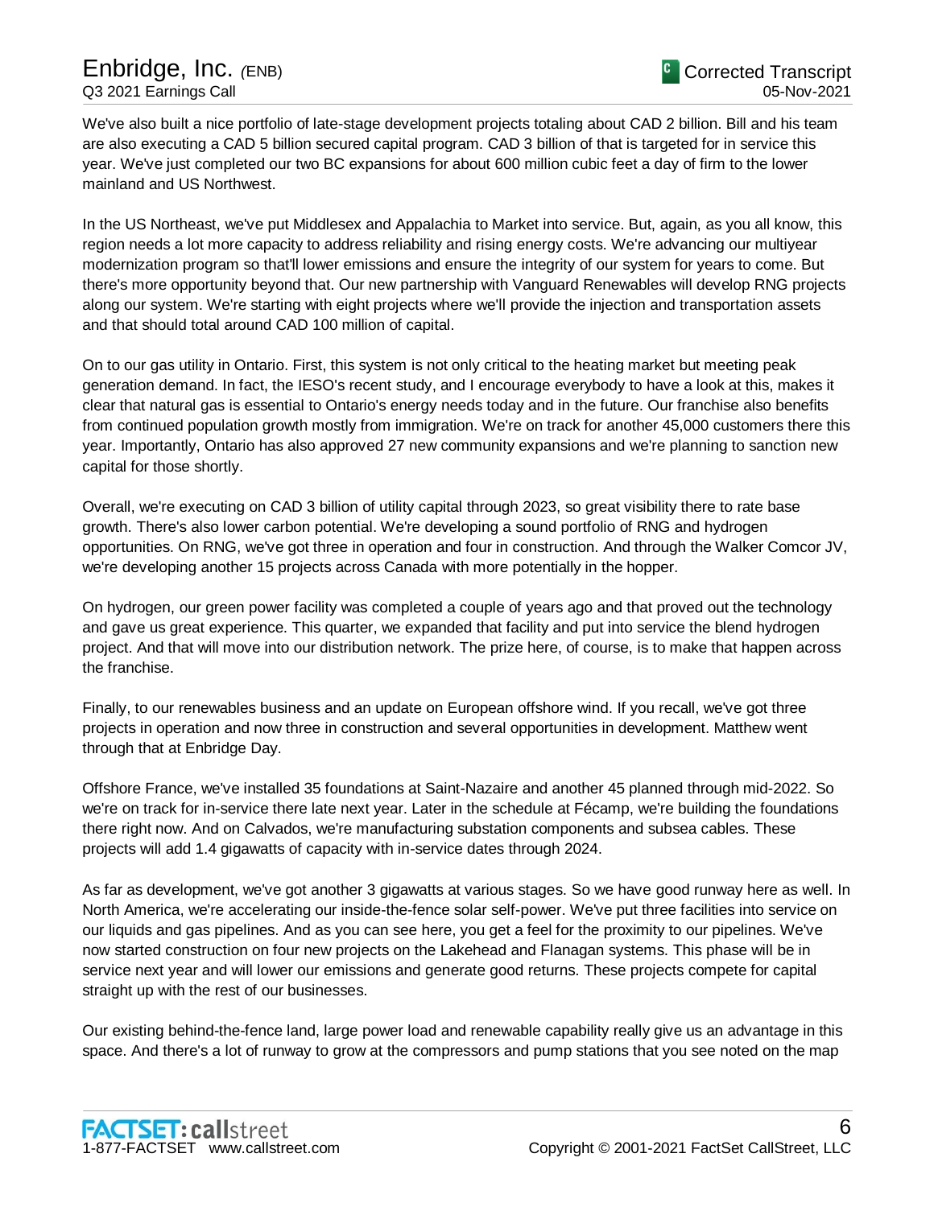We've also built a nice portfolio of late-stage development projects totaling about CAD 2 billion. Bill and his team are also executing a CAD 5 billion secured capital program. CAD 3 billion of that is targeted for in service this year. We've just completed our two BC expansions for about 600 million cubic feet a day of firm to the lower mainland and US Northwest.

In the US Northeast, we've put Middlesex and Appalachia to Market into service. But, again, as you all know, this region needs a lot more capacity to address reliability and rising energy costs. We're advancing our multiyear modernization program so that'll lower emissions and ensure the integrity of our system for years to come. But there's more opportunity beyond that. Our new partnership with Vanguard Renewables will develop RNG projects along our system. We're starting with eight projects where we'll provide the injection and transportation assets and that should total around CAD 100 million of capital.

On to our gas utility in Ontario. First, this system is not only critical to the heating market but meeting peak generation demand. In fact, the IESO's recent study, and I encourage everybody to have a look at this, makes it clear that natural gas is essential to Ontario's energy needs today and in the future. Our franchise also benefits from continued population growth mostly from immigration. We're on track for another 45,000 customers there this year. Importantly, Ontario has also approved 27 new community expansions and we're planning to sanction new capital for those shortly.

Overall, we're executing on CAD 3 billion of utility capital through 2023, so great visibility there to rate base growth. There's also lower carbon potential. We're developing a sound portfolio of RNG and hydrogen opportunities. On RNG, we've got three in operation and four in construction. And through the Walker Comcor JV, we're developing another 15 projects across Canada with more potentially in the hopper.

On hydrogen, our green power facility was completed a couple of years ago and that proved out the technology and gave us great experience. This quarter, we expanded that facility and put into service the blend hydrogen project. And that will move into our distribution network. The prize here, of course, is to make that happen across the franchise.

Finally, to our renewables business and an update on European offshore wind. If you recall, we've got three projects in operation and now three in construction and several opportunities in development. Matthew went through that at Enbridge Day.

Offshore France, we've installed 35 foundations at Saint-Nazaire and another 45 planned through mid-2022. So we're on track for in-service there late next year. Later in the schedule at Fécamp, we're building the foundations there right now. And on Calvados, we're manufacturing substation components and subsea cables. These projects will add 1.4 gigawatts of capacity with in-service dates through 2024.

As far as development, we've got another 3 gigawatts at various stages. So we have good runway here as well. In North America, we're accelerating our inside-the-fence solar self-power. We've put three facilities into service on our liquids and gas pipelines. And as you can see here, you get a feel for the proximity to our pipelines. We've now started construction on four new projects on the Lakehead and Flanagan systems. This phase will be in service next year and will lower our emissions and generate good returns. These projects compete for capital straight up with the rest of our businesses.

Our existing behind-the-fence land, large power load and renewable capability really give us an advantage in this space. And there's a lot of runway to grow at the compressors and pump stations that you see noted on the map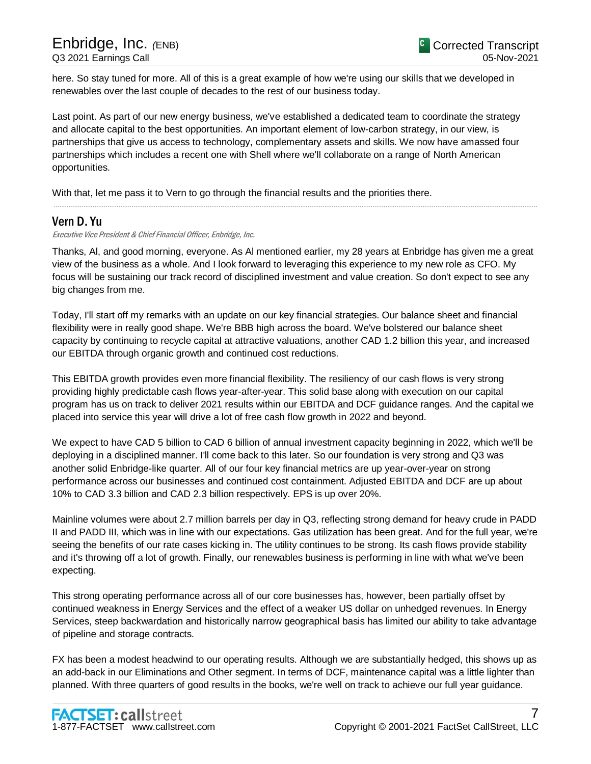here. So stay tuned for more. All of this is a great example of how we're using our skills that we developed in renewables over the last couple of decades to the rest of our business today.

Last point. As part of our new energy business, we've established a dedicated team to coordinate the strategy and allocate capital to the best opportunities. An important element of low-carbon strategy, in our view, is partnerships that give us access to technology, complementary assets and skills. We now have amassed four partnerships which includes a recent one with Shell where we'll collaborate on a range of North American opportunities.

With that, let me pass it to Vern to go through the financial results and the priorities there.

---

### Vern D. Yu

*Executive Vice President & Chief Financial Officer, Enbridge, Inc.*

Thanks, Al, and good morning, everyone. As Al mentioned earlier, my 28 years at Enbridge has given me a great view of the business as a whole. And I look forward to leveraging this experience to my new role as CFO. My focus will be sustaining our track record of disciplined investment and value creation. So don't expect to see any big changes from me.

Today, I'll start off my remarks with an update on our key financial strategies. Our balance sheet and financial flexibility were in really good shape. We're BBB high across the board. We've bolstered our balance sheet capacity by continuing to recycle capital at attractive valuations, another CAD 1.2 billion this year, and increased our EBITDA through organic growth and continued cost reductions.

This EBITDA growth provides even more financial flexibility. The resiliency of our cash flows is very strong providing highly predictable cash flows year-after-year. This solid base along with execution on our capital program has us on track to deliver 2021 results within our EBITDA and DCF guidance ranges. And the capital we placed into service this year will drive a lot of free cash flow growth in 2022 and beyond.

We expect to have CAD 5 billion to CAD 6 billion of annual investment capacity beginning in 2022, which we'll be deploying in a disciplined manner. I'll come back to this later. So our foundation is very strong and Q3 was another solid Enbridge-like quarter. All of our four key financial metrics are up year-over-year on strong performance across our businesses and continued cost containment. Adjusted EBITDA and DCF are up about 10% to CAD 3.3 billion and CAD 2.3 billion respectively. EPS is up over 20%.

Mainline volumes were about 2.7 million barrels per day in Q3, reflecting strong demand for heavy crude in PADD II and PADD III, which was in line with our expectations. Gas utilization has been great. And for the full year, we're seeing the benefits of our rate cases kicking in. The utility continues to be strong. Its cash flows provide stability and it's throwing off a lot of growth. Finally, our renewables business is performing in line with what we've been expecting.

This strong operating performance across all of our core businesses has, however, been partially offset by continued weakness in Energy Services and the effect of a weaker US dollar on unhedged revenues. In Energy Services, steep backwardation and historically narrow geographical basis has limited our ability to take advantage of pipeline and storage contracts.

FX has been a modest headwind to our operating results. Although we are substantially hedged, this shows up as an add-back in our Eliminations and Other segment. In terms of DCF, maintenance capital was a little lighter than planned. With three quarters of good results in the books, we're well on track to achieve our full year guidance.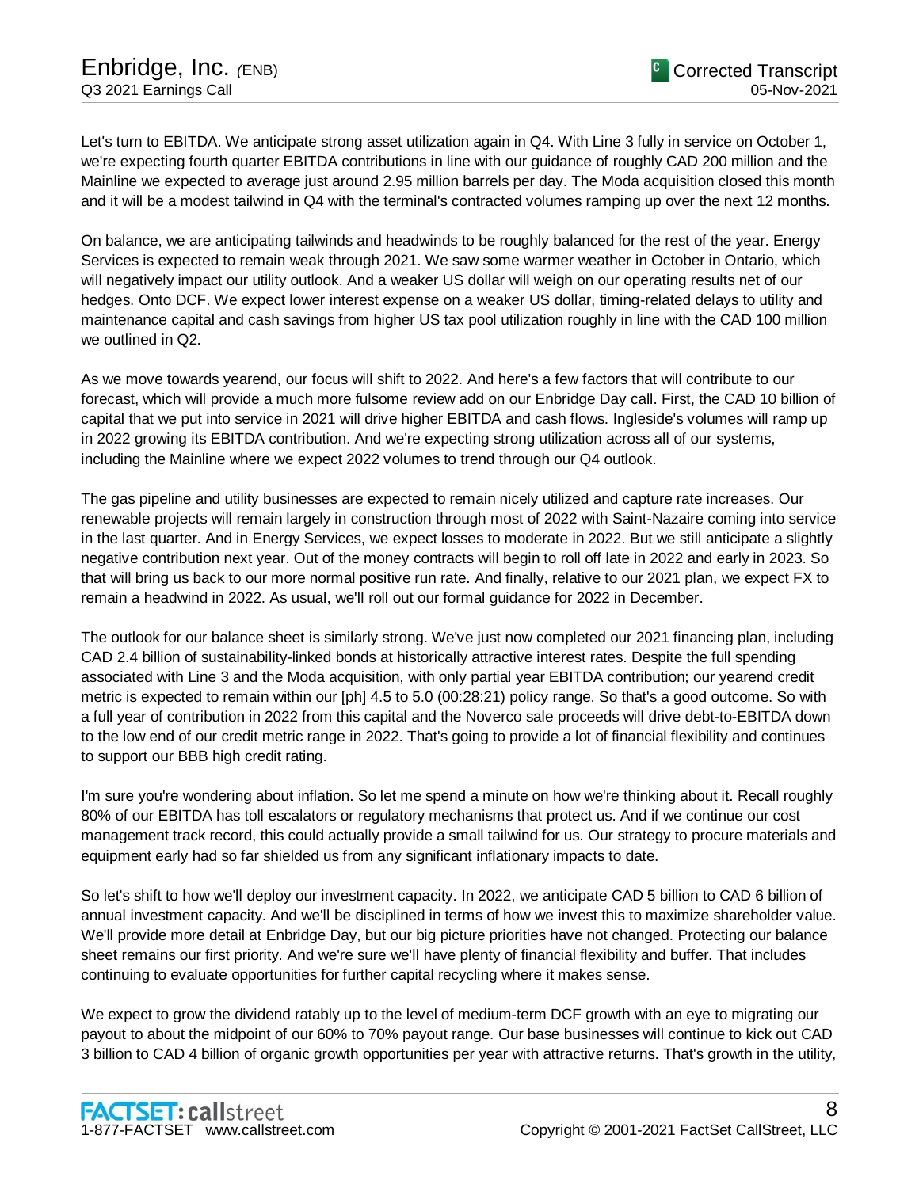Let's turn to EBITDA. We anticipate strong asset utilization again in Q4. With Line 3 fully in service on October 1, we're expecting fourth quarter EBITDA contributions in line with our guidance of roughly CAD 200 million and the Mainline we expected to average just around 2.95 million barrels per day. The Moda acquisition closed this month and it will be a modest tailwind in Q4 with the terminal's contracted volumes ramping up over the next 12 months.

On balance, we are anticipating tailwinds and headwinds to be roughly balanced for the rest of the year. Energy Services is expected to remain weak through 2021. We saw some warmer weather in October in Ontario, which will negatively impact our utility outlook. And a weaker US dollar will weigh on our operating results net of our hedges. Onto DCF. We expect lower interest expense on a weaker US dollar, timing-related delays to utility and maintenance capital and cash savings from higher US tax pool utilization roughly in line with the CAD 100 million we outlined in Q2.

As we move towards yearend, our focus will shift to 2022. And here's a few factors that will contribute to our forecast, which will provide a much more fulsome review add on our Enbridge Day call. First, the CAD 10 billion of capital that we put into service in 2021 will drive higher EBITDA and cash flows. Ingleside's volumes will ramp up in 2022 growing its EBITDA contribution. And we're expecting strong utilization across all of our systems, including the Mainline where we expect 2022 volumes to trend through our Q4 outlook.

The gas pipeline and utility businesses are expected to remain nicely utilized and capture rate increases. Our renewable projects will remain largely in construction through most of 2022 with Saint-Nazaire coming into service in the last quarter. And in Energy Services, we expect losses to moderate in 2022. But we still anticipate a slightly negative contribution next year. Out of the money contracts will begin to roll off late in 2022 and early in 2023. So that will bring us back to our more normal positive run rate. And finally, relative to our 2021 plan, we expect FX to remain a headwind in 2022. As usual, we'll roll out our formal guidance for 2022 in December.

The outlook for our balance sheet is similarly strong. We've just now completed our 2021 financing plan, including CAD 2.4 billion of sustainability-linked bonds at historically attractive interest rates. Despite the full spending associated with Line 3 and the Moda acquisition, with only partial year EBITDA contribution; our yearend credit metric is expected to remain within our [ph] 4.5 to 5.0 (00:28:21) policy range. So that's a good outcome. So with a full year of contribution in 2022 from this capital and the Noverco sale proceeds will drive debt-to-EBITDA down to the low end of our credit metric range in 2022. That's going to provide a lot of financial flexibility and continues to support our BBB high credit rating.

I'm sure you're wondering about inflation. So let me spend a minute on how we're thinking about it. Recall roughly 80% of our EBITDA has toll escalators or regulatory mechanisms that protect us. And if we continue our cost management track record, this could actually provide a small tailwind for us. Our strategy to procure materials and equipment early had so far shielded us from any significant inflationary impacts to date.

So let's shift to how we'll deploy our investment capacity. In 2022, we anticipate CAD 5 billion to CAD 6 billion of annual investment capacity. And we'll be disciplined in terms of how we invest this to maximize shareholder value. We'll provide more detail at Enbridge Day, but our big picture priorities have not changed. Protecting our balance sheet remains our first priority. And we're sure we'll have plenty of financial flexibility and buffer. That includes continuing to evaluate opportunities for further capital recycling where it makes sense.

We expect to grow the dividend ratably up to the level of medium-term DCF growth with an eye to migrating our payout to about the midpoint of our 60% to 70% payout range. Our base businesses will continue to kick out CAD 3 billion to CAD 4 billion of organic growth opportunities per year with attractive returns. That's growth in the utility,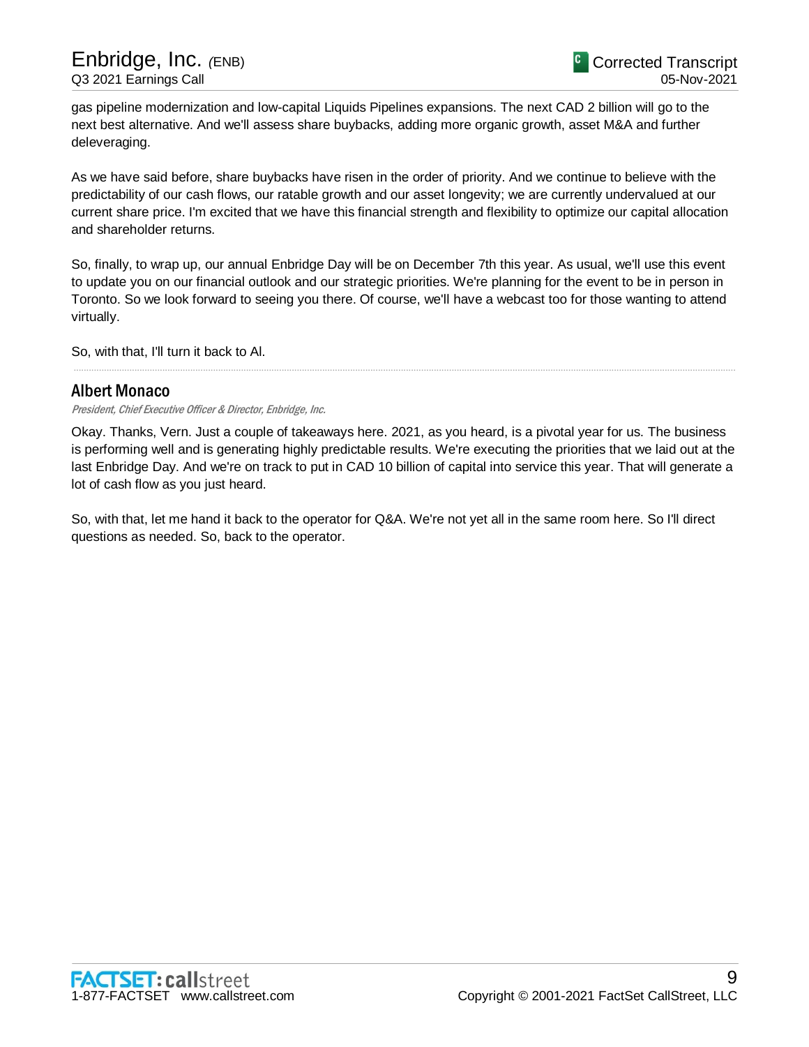gas pipeline modernization and low-capital Liquids Pipelines expansions. The next CAD 2 billion will go to the next best alternative. And we'll assess share buybacks, adding more organic growth, asset M&A and further deleveraging.

As we have said before, share buybacks have risen in the order of priority. And we continue to believe with the predictability of our cash flows, our ratable growth and our asset longevity; we are currently undervalued at our current share price. I'm excited that we have this financial strength and flexibility to optimize our capital allocation and shareholder returns.

So, finally, to wrap up, our annual Enbridge Day will be on December 7th this year. As usual, we'll use this event to update you on our financial outlook and our strategic priorities. We're planning for the event to be in person in Toronto. So we look forward to seeing you there. Of course, we'll have a webcast too for those wanting to attend virtually.

So, with that, I'll turn it back to Al.

---

## Albert Monaco

*President, Chief Executive Officer & Director, Enbridge, Inc.*

Okay. Thanks, Vern. Just a couple of takeaways here. 2021, as you heard, is a pivotal year for us. The business is performing well and is generating highly predictable results. We're executing the priorities that we laid out at the last Enbridge Day. And we're on track to put in CAD 10 billion of capital into service this year. That will generate a lot of cash flow as you just heard.

So, with that, let me hand it back to the operator for Q&A. We're not yet all in the same room here. So I'll direct questions as needed. So, back to the operator.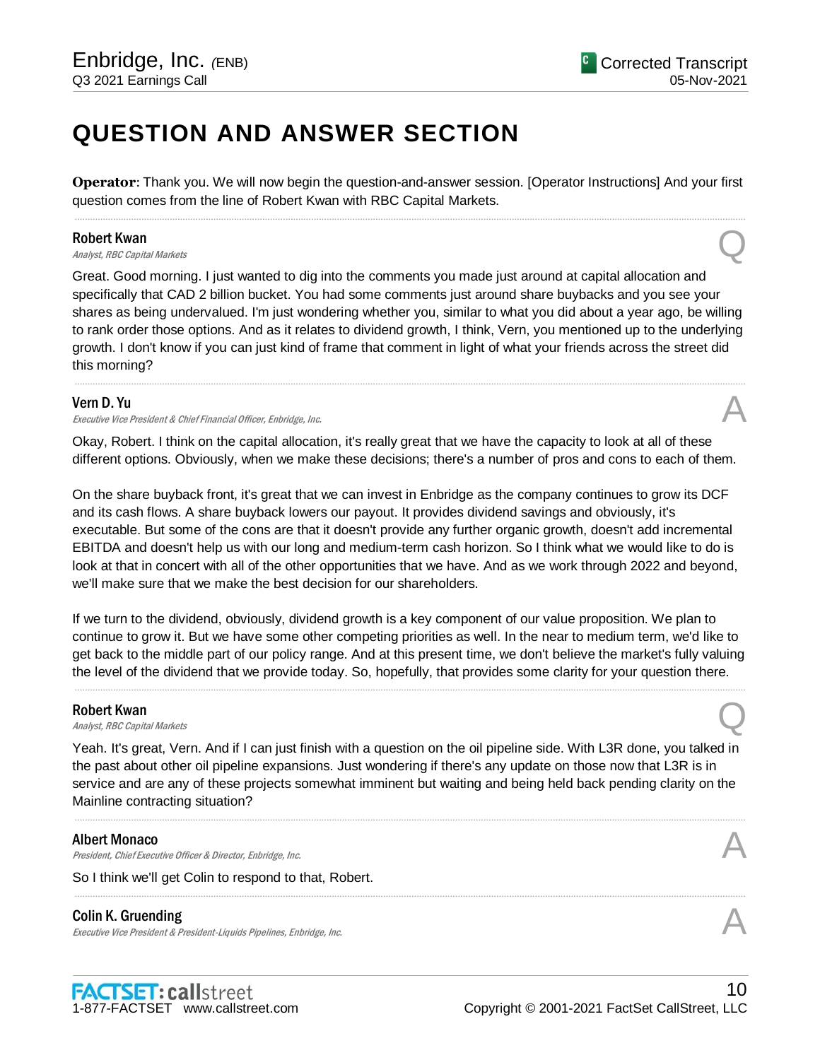# QUESTION AND ANSWER SECTION

**Operator**: Thank you. We will now begin the question-and-answer session. [Operator Instructions] And your first question comes from the line of Robert Kwan with RBC Capital Markets.

---

**Robert Kwan**
*Analyst, RBC Capital Markets*

Q

Great. Good morning. I just wanted to dig into the comments you made just around at capital allocation and specifically that CAD 2 billion bucket. You had some comments just around share buybacks and you see your shares as being undervalued. I'm just wondering whether you, similar to what you did about a year ago, be willing to rank order those options. And as it relates to dividend growth, I think, Vern, you mentioned up to the underlying growth. I don't know if you can just kind of frame that comment in light of what your friends across the street did this morning?

---

**Vern D. Yu**
*Executive Vice President & Chief Financial Officer, Enbridge, Inc.*

A

Okay, Robert. I think on the capital allocation, it's really great that we have the capacity to look at all of these different options. Obviously, when we make these decisions; there's a number of pros and cons to each of them.

On the share buyback front, it's great that we can invest in Enbridge as the company continues to grow its DCF and its cash flows. A share buyback lowers our payout. It provides dividend savings and obviously, it's executable. But some of the cons are that it doesn't provide any further organic growth, doesn't add incremental EBITDA and doesn't help us with our long and medium-term cash horizon. So I think what we would like to do is look at that in concert with all of the other opportunities that we have. And as we work through 2022 and beyond, we'll make sure that we make the best decision for our shareholders.

If we turn to the dividend, obviously, dividend growth is a key component of our value proposition. We plan to continue to grow it. But we have some other competing priorities as well. In the near to medium term, we'd like to get back to the middle part of our policy range. And at this present time, we don't believe the market's fully valuing the level of the dividend that we provide today. So, hopefully, that provides some clarity for your question there.

---

**Robert Kwan**
*Analyst, RBC Capital Markets*

Q

Yeah. It's great, Vern. And if I can just finish with a question on the oil pipeline side. With L3R done, you talked in the past about other oil pipeline expansions. Just wondering if there's any update on those now that L3R is in service and are any of these projects somewhat imminent but waiting and being held back pending clarity on the Mainline contracting situation?

---

**Albert Monaco**
*President, Chief Executive Officer & Director, Enbridge, Inc.*

A

So I think we'll get Colin to respond to that, Robert.

---

**Colin K. Gruending**
*Executive Vice President & President-Liquids Pipelines, Enbridge, Inc.*

A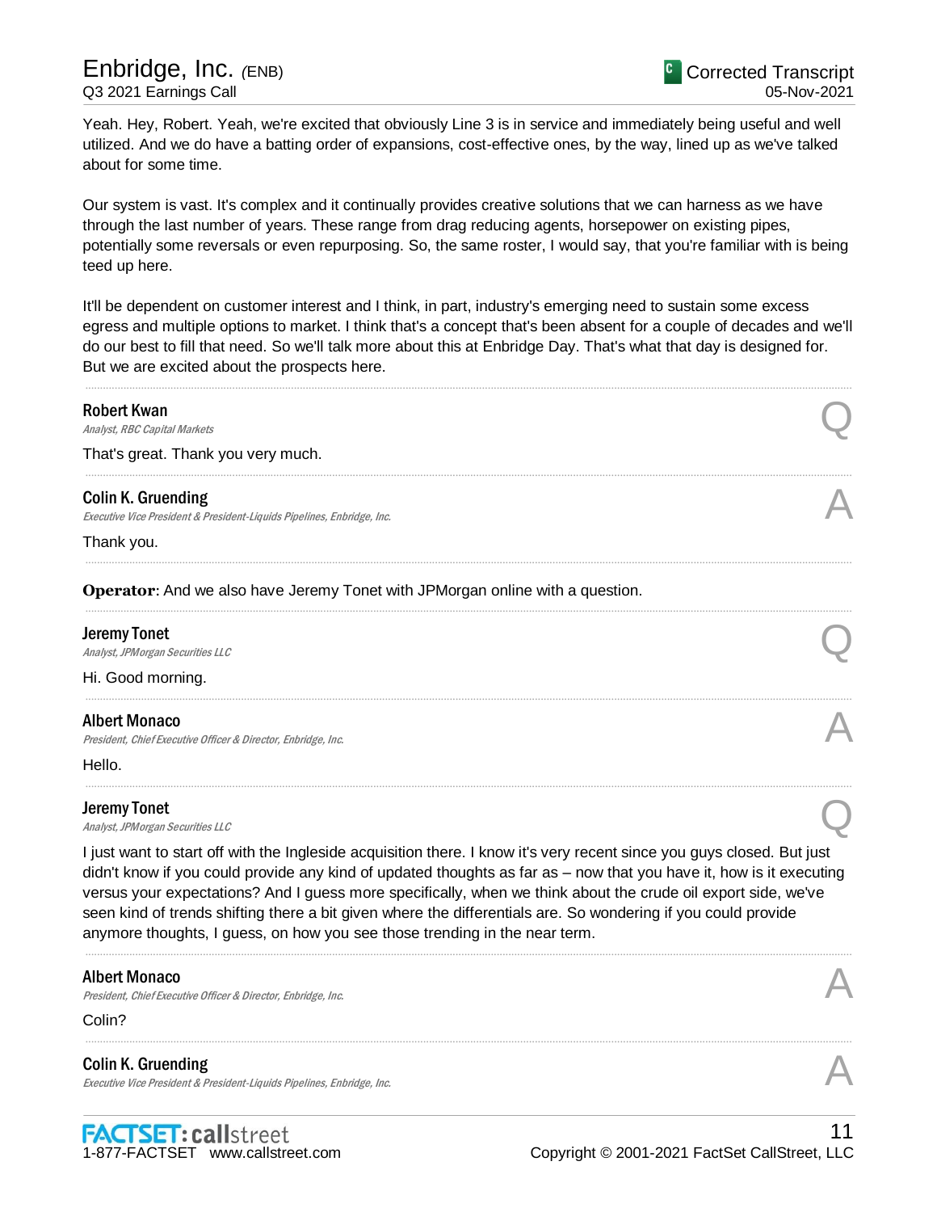Yeah. Hey, Robert. Yeah, we're excited that obviously Line 3 is in service and immediately being useful and well utilized. And we do have a batting order of expansions, cost-effective ones, by the way, lined up as we've talked about for some time.

Our system is vast. It's complex and it continually provides creative solutions that we can harness as we have through the last number of years. These range from drag reducing agents, horsepower on existing pipes, potentially some reversals or even repurposing. So, the same roster, I would say, that you're familiar with is being teed up here.

It'll be dependent on customer interest and I think, in part, industry's emerging need to sustain some excess egress and multiple options to market. I think that's a concept that's been absent for a couple of decades and we'll do our best to fill that need. So we'll talk more about this at Enbridge Day. That's what that day is designed for. But we are excited about the prospects here.

---

**Robert Kwan**
*Analyst, RBC Capital Markets* — Q

That's great. Thank you very much.

---

**Colin K. Gruending**
*Executive Vice President & President-Liquids Pipelines, Enbridge, Inc.* — A

Thank you.

---

**Operator**: And we also have Jeremy Tonet with JPMorgan online with a question.

---

**Jeremy Tonet**
*Analyst, JPMorgan Securities LLC* — Q

Hi. Good morning.

---

**Albert Monaco**
*President, Chief Executive Officer & Director, Enbridge, Inc.* — A

Hello.

---

**Jeremy Tonet**
*Analyst, JPMorgan Securities LLC* — Q

I just want to start off with the Ingleside acquisition there. I know it's very recent since you guys closed. But just didn't know if you could provide any kind of updated thoughts as far as – now that you have it, how is it executing versus your expectations? And I guess more specifically, when we think about the crude oil export side, we've seen kind of trends shifting there a bit given where the differentials are. So wondering if you could provide anymore thoughts, I guess, on how you see those trending in the near term.

---

**Albert Monaco**
*President, Chief Executive Officer & Director, Enbridge, Inc.* — A

Colin?

---

**Colin K. Gruending**
*Executive Vice President & President-Liquids Pipelines, Enbridge, Inc.* — A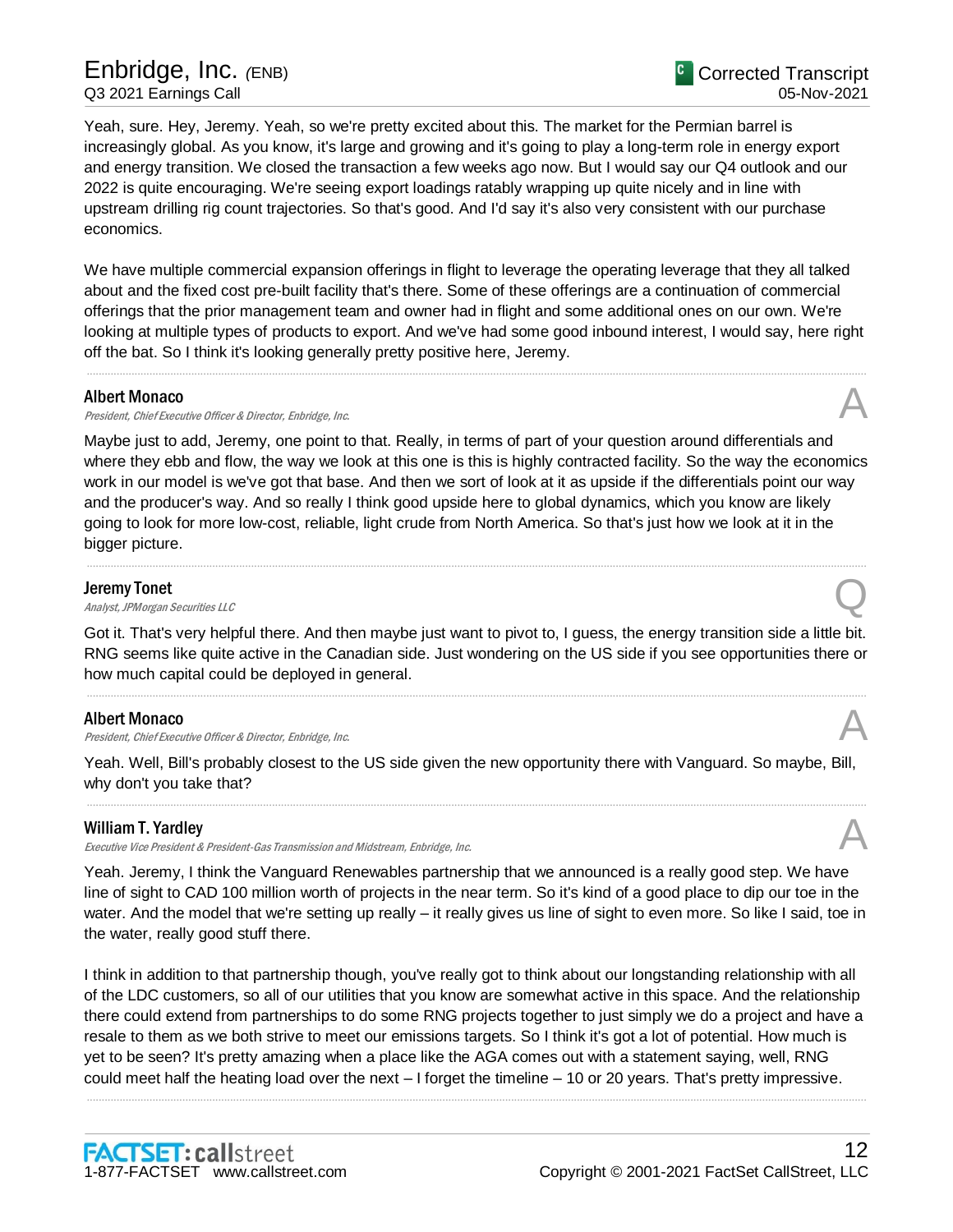Yeah, sure. Hey, Jeremy. Yeah, so we're pretty excited about this. The market for the Permian barrel is increasingly global. As you know, it's large and growing and it's going to play a long-term role in energy export and energy transition. We closed the transaction a few weeks ago now. But I would say our Q4 outlook and our 2022 is quite encouraging. We're seeing export loadings ratably wrapping up quite nicely and in line with upstream drilling rig count trajectories. So that's good. And I'd say it's also very consistent with our purchase economics.

We have multiple commercial expansion offerings in flight to leverage the operating leverage that they all talked about and the fixed cost pre-built facility that's there. Some of these offerings are a continuation of commercial offerings that the prior management team and owner had in flight and some additional ones on our own. We're looking at multiple types of products to export. And we've had some good inbound interest, I would say, here right off the bat. So I think it's looking generally pretty positive here, Jeremy.

---

**Albert Monaco**
*President, Chief Executive Officer & Director, Enbridge, Inc.*

**A**

Maybe just to add, Jeremy, one point to that. Really, in terms of part of your question around differentials and where they ebb and flow, the way we look at this one is this is highly contracted facility. So the way the economics work in our model is we've got that base. And then we sort of look at it as upside if the differentials point our way and the producer's way. And so really I think good upside here to global dynamics, which you know are likely going to look for more low-cost, reliable, light crude from North America. So that's just how we look at it in the bigger picture.

---

**Jeremy Tonet**
*Analyst, JPMorgan Securities LLC*

**Q**

Got it. That's very helpful there. And then maybe just want to pivot to, I guess, the energy transition side a little bit. RNG seems like quite active in the Canadian side. Just wondering on the US side if you see opportunities there or how much capital could be deployed in general.

---

**Albert Monaco**
*President, Chief Executive Officer & Director, Enbridge, Inc.*

**A**

Yeah. Well, Bill's probably closest to the US side given the new opportunity there with Vanguard. So maybe, Bill, why don't you take that?

---

**William T. Yardley**
*Executive Vice President & President-Gas Transmission and Midstream, Enbridge, Inc.*

**A**

Yeah. Jeremy, I think the Vanguard Renewables partnership that we announced is a really good step. We have line of sight to CAD 100 million worth of projects in the near term. So it's kind of a good place to dip our toe in the water. And the model that we're setting up really – it really gives us line of sight to even more. So like I said, toe in the water, really good stuff there.

I think in addition to that partnership though, you've really got to think about our longstanding relationship with all of the LDC customers, so all of our utilities that you know are somewhat active in this space. And the relationship there could extend from partnerships to do some RNG projects together to just simply we do a project and have a resale to them as we both strive to meet our emissions targets. So I think it's got a lot of potential. How much is yet to be seen? It's pretty amazing when a place like the AGA comes out with a statement saying, well, RNG could meet half the heating load over the next – I forget the timeline – 10 or 20 years. That's pretty impressive.

---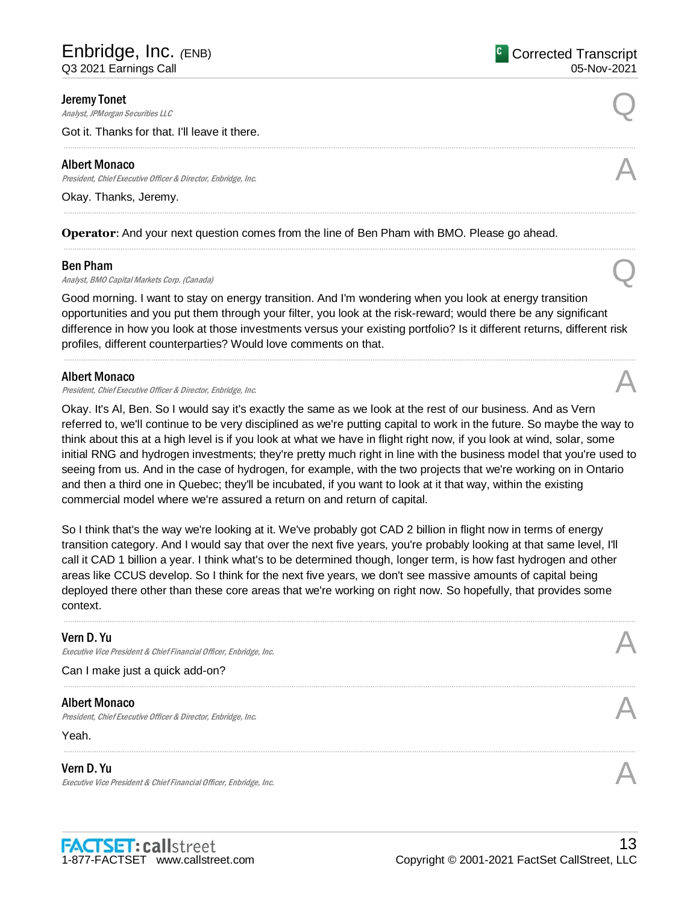**Jeremy Tonet**
*Analyst, JPMorgan Securities LLC*

Q

Got it. Thanks for that. I'll leave it there.

---

**Albert Monaco**
*President, Chief Executive Officer & Director, Enbridge, Inc.*

A

Okay. Thanks, Jeremy.

---

**Operator**: And your next question comes from the line of Ben Pham with BMO. Please go ahead.

---

**Ben Pham**
*Analyst, BMO Capital Markets Corp. (Canada)*

Q

Good morning. I want to stay on energy transition. And I'm wondering when you look at energy transition opportunities and you put them through your filter, you look at the risk-reward; would there be any significant difference in how you look at those investments versus your existing portfolio? Is it different returns, different risk profiles, different counterparties? Would love comments on that.

---

**Albert Monaco**
*President, Chief Executive Officer & Director, Enbridge, Inc.*

A

Okay. It's Al, Ben. So I would say it's exactly the same as we look at the rest of our business. And as Vern referred to, we'll continue to be very disciplined as we're putting capital to work in the future. So maybe the way to think about this at a high level is if you look at what we have in flight right now, if you look at wind, solar, some initial RNG and hydrogen investments; they're pretty much right in line with the business model that you're used to seeing from us. And in the case of hydrogen, for example, with the two projects that we're working on in Ontario and then a third one in Quebec; they'll be incubated, if you want to look at it that way, within the existing commercial model where we're assured a return on and return of capital.

So I think that's the way we're looking at it. We've probably got CAD 2 billion in flight now in terms of energy transition category. And I would say that over the next five years, you're probably looking at that same level, I'll call it CAD 1 billion a year. I think what's to be determined though, longer term, is how fast hydrogen and other areas like CCUS develop. So I think for the next five years, we don't see massive amounts of capital being deployed there other than these core areas that we're working on right now. So hopefully, that provides some context.

---

**Vern D. Yu**
*Executive Vice President & Chief Financial Officer, Enbridge, Inc.*

A

Can I make just a quick add-on?

---

**Albert Monaco**
*President, Chief Executive Officer & Director, Enbridge, Inc.*

A

Yeah.

---

**Vern D. Yu**
*Executive Vice President & Chief Financial Officer, Enbridge, Inc.*

A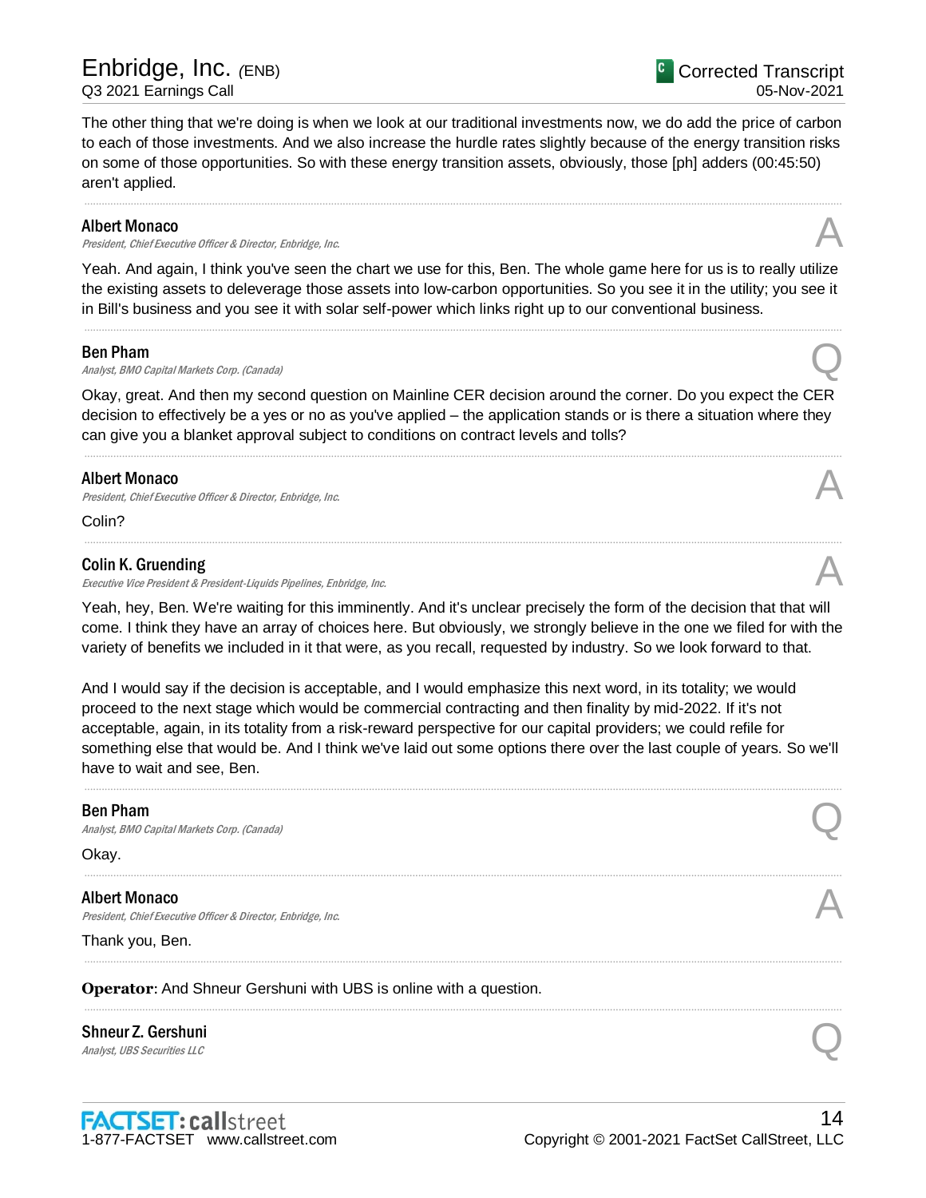The other thing that we're doing is when we look at our traditional investments now, we do add the price of carbon to each of those investments. And we also increase the hurdle rates slightly because of the energy transition risks on some of those opportunities. So with these energy transition assets, obviously, those [ph] adders (00:45:50) aren't applied.

---

**Albert Monaco**
*President, Chief Executive Officer & Director, Enbridge, Inc.* **A**

Yeah. And again, I think you've seen the chart we use for this, Ben. The whole game here for us is to really utilize the existing assets to deleverage those assets into low-carbon opportunities. So you see it in the utility; you see it in Bill's business and you see it with solar self-power which links right up to our conventional business.

---

**Ben Pham**
*Analyst, BMO Capital Markets Corp. (Canada)* **Q**

Okay, great. And then my second question on Mainline CER decision around the corner. Do you expect the CER decision to effectively be a yes or no as you've applied – the application stands or is there a situation where they can give you a blanket approval subject to conditions on contract levels and tolls?

---

**Albert Monaco**
*President, Chief Executive Officer & Director, Enbridge, Inc.* **A**

Colin?

---

**Colin K. Gruending**
*Executive Vice President & President-Liquids Pipelines, Enbridge, Inc.* **A**

Yeah, hey, Ben. We're waiting for this imminently. And it's unclear precisely the form of the decision that that will come. I think they have an array of choices here. But obviously, we strongly believe in the one we filed for with the variety of benefits we included in it that were, as you recall, requested by industry. So we look forward to that.

And I would say if the decision is acceptable, and I would emphasize this next word, in its totality; we would proceed to the next stage which would be commercial contracting and then finality by mid-2022. If it's not acceptable, again, in its totality from a risk-reward perspective for our capital providers; we could refile for something else that would be. And I think we've laid out some options there over the last couple of years. So we'll have to wait and see, Ben.

---

**Ben Pham**
*Analyst, BMO Capital Markets Corp. (Canada)* **Q**

Okay.

---

**Albert Monaco**
*President, Chief Executive Officer & Director, Enbridge, Inc.* **A**

Thank you, Ben.

---

**Operator**: And Shneur Gershuni with UBS is online with a question.

---

**Shneur Z. Gershuni**
*Analyst, UBS Securities LLC* **Q**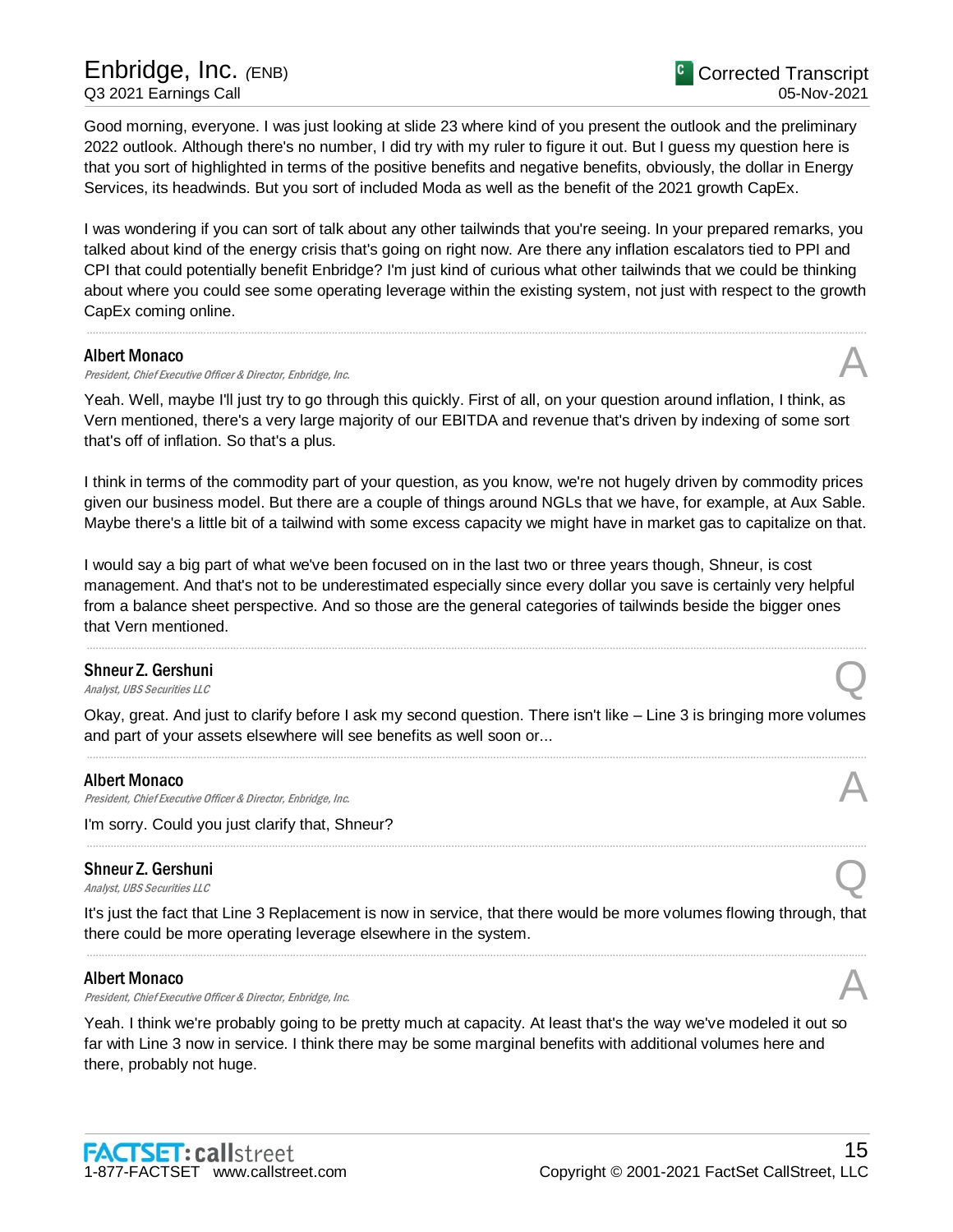Good morning, everyone. I was just looking at slide 23 where kind of you present the outlook and the preliminary 2022 outlook. Although there's no number, I did try with my ruler to figure it out. But I guess my question here is that you sort of highlighted in terms of the positive benefits and negative benefits, obviously, the dollar in Energy Services, its headwinds. But you sort of included Moda as well as the benefit of the 2021 growth CapEx.

I was wondering if you can sort of talk about any other tailwinds that you're seeing. In your prepared remarks, you talked about kind of the energy crisis that's going on right now. Are there any inflation escalators tied to PPI and CPI that could potentially benefit Enbridge? I'm just kind of curious what other tailwinds that we could be thinking about where you could see some operating leverage within the existing system, not just with respect to the growth CapEx coming online.

---

**Albert Monaco**
*President, Chief Executive Officer & Director, Enbridge, Inc.* **A**

Yeah. Well, maybe I'll just try to go through this quickly. First of all, on your question around inflation, I think, as Vern mentioned, there's a very large majority of our EBITDA and revenue that's driven by indexing of some sort that's off of inflation. So that's a plus.

I think in terms of the commodity part of your question, as you know, we're not hugely driven by commodity prices given our business model. But there are a couple of things around NGLs that we have, for example, at Aux Sable. Maybe there's a little bit of a tailwind with some excess capacity we might have in market gas to capitalize on that.

I would say a big part of what we've been focused on in the last two or three years though, Shneur, is cost management. And that's not to be underestimated especially since every dollar you save is certainly very helpful from a balance sheet perspective. And so those are the general categories of tailwinds beside the bigger ones that Vern mentioned.

---

**Shneur Z. Gershuni**
*Analyst, UBS Securities LLC* **Q**

Okay, great. And just to clarify before I ask my second question. There isn't like – Line 3 is bringing more volumes and part of your assets elsewhere will see benefits as well soon or...

---

**Albert Monaco**
*President, Chief Executive Officer & Director, Enbridge, Inc.* **A**

I'm sorry. Could you just clarify that, Shneur?

---

**Shneur Z. Gershuni**
*Analyst, UBS Securities LLC* **Q**

It's just the fact that Line 3 Replacement is now in service, that there would be more volumes flowing through, that there could be more operating leverage elsewhere in the system.

---

**Albert Monaco**
*President, Chief Executive Officer & Director, Enbridge, Inc.* **A**

Yeah. I think we're probably going to be pretty much at capacity. At least that's the way we've modeled it out so far with Line 3 now in service. I think there may be some marginal benefits with additional volumes here and there, probably not huge.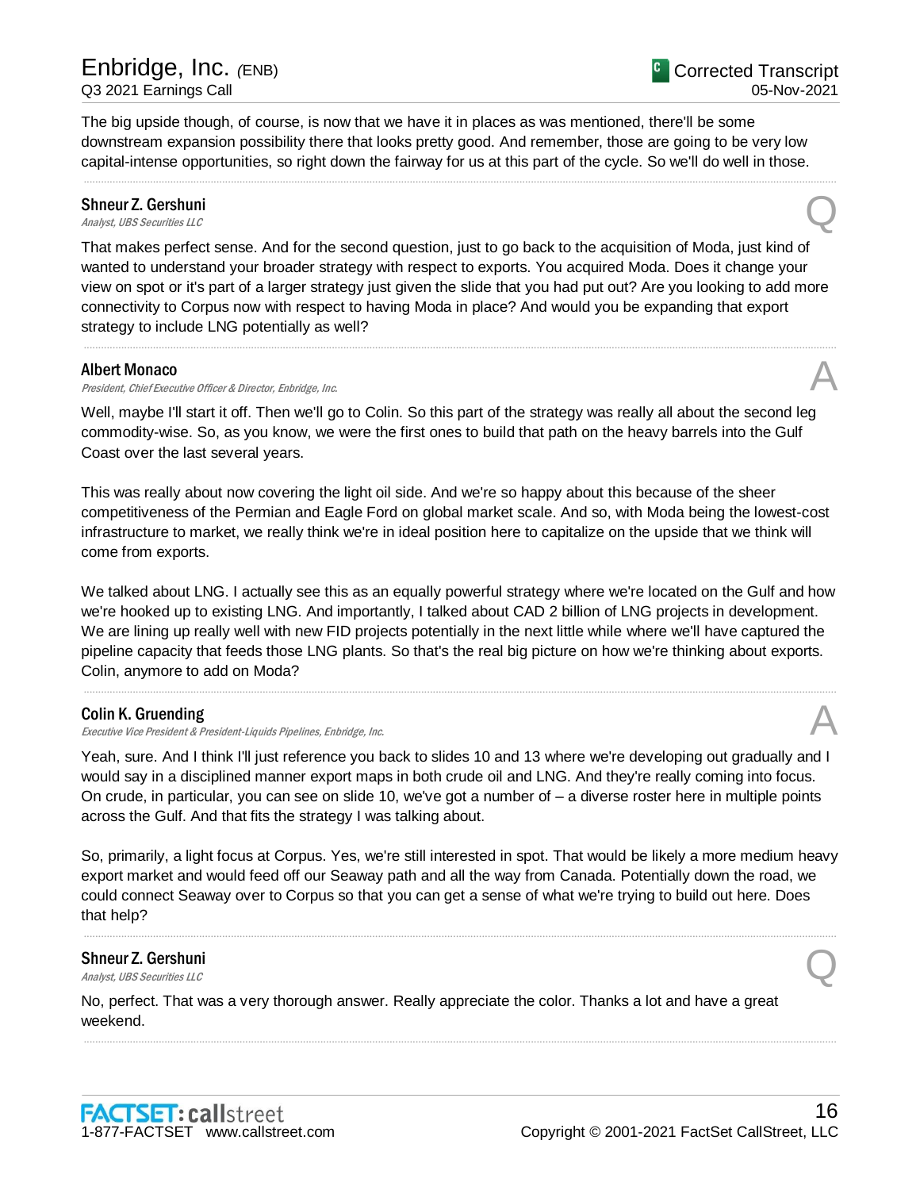The big upside though, of course, is now that we have it in places as was mentioned, there'll be some downstream expansion possibility there that looks pretty good. And remember, those are going to be very low capital-intense opportunities, so right down the fairway for us at this part of the cycle. So we'll do well in those.

---

**Shneur Z. Gershuni**
*Analyst, UBS Securities LLC*

Q

That makes perfect sense. And for the second question, just to go back to the acquisition of Moda, just kind of wanted to understand your broader strategy with respect to exports. You acquired Moda. Does it change your view on spot or it's part of a larger strategy just given the slide that you had put out? Are you looking to add more connectivity to Corpus now with respect to having Moda in place? And would you be expanding that export strategy to include LNG potentially as well?

---

**Albert Monaco**
*President, Chief Executive Officer & Director, Enbridge, Inc.*

A

Well, maybe I'll start it off. Then we'll go to Colin. So this part of the strategy was really all about the second leg commodity-wise. So, as you know, we were the first ones to build that path on the heavy barrels into the Gulf Coast over the last several years.

This was really about now covering the light oil side. And we're so happy about this because of the sheer competitiveness of the Permian and Eagle Ford on global market scale. And so, with Moda being the lowest-cost infrastructure to market, we really think we're in ideal position here to capitalize on the upside that we think will come from exports.

We talked about LNG. I actually see this as an equally powerful strategy where we're located on the Gulf and how we're hooked up to existing LNG. And importantly, I talked about CAD 2 billion of LNG projects in development. We are lining up really well with new FID projects potentially in the next little while where we'll have captured the pipeline capacity that feeds those LNG plants. So that's the real big picture on how we're thinking about exports. Colin, anymore to add on Moda?

---

**Colin K. Gruending**
*Executive Vice President & President-Liquids Pipelines, Enbridge, Inc.*

A

Yeah, sure. And I think I'll just reference you back to slides 10 and 13 where we're developing out gradually and I would say in a disciplined manner export maps in both crude oil and LNG. And they're really coming into focus. On crude, in particular, you can see on slide 10, we've got a number of – a diverse roster here in multiple points across the Gulf. And that fits the strategy I was talking about.

So, primarily, a light focus at Corpus. Yes, we're still interested in spot. That would be likely a more medium heavy export market and would feed off our Seaway path and all the way from Canada. Potentially down the road, we could connect Seaway over to Corpus so that you can get a sense of what we're trying to build out here. Does that help?

---

**Shneur Z. Gershuni**
*Analyst, UBS Securities LLC*

Q

No, perfect. That was a very thorough answer. Really appreciate the color. Thanks a lot and have a great weekend.

---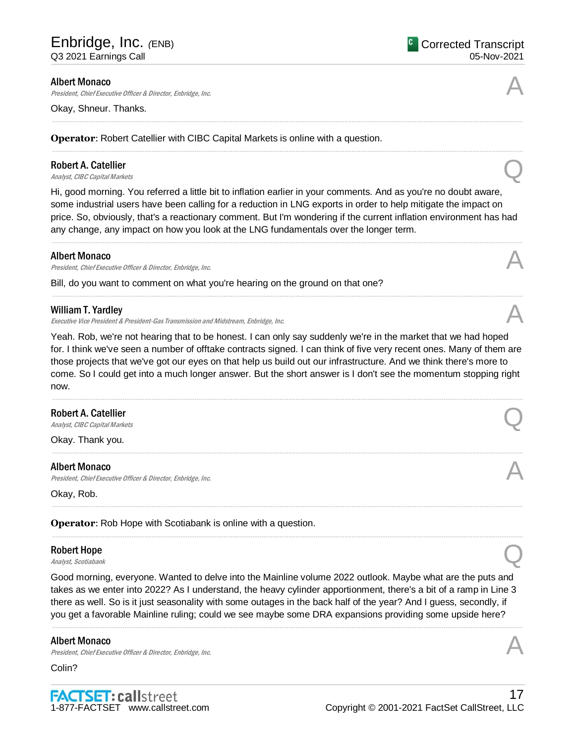**Albert Monaco**
*President, Chief Executive Officer & Director, Enbridge, Inc.*

A

Okay, Shneur. Thanks.

---

**Operator**: Robert Catellier with CIBC Capital Markets is online with a question.

---

**Robert A. Catellier**
*Analyst, CIBC Capital Markets*

Q

Hi, good morning. You referred a little bit to inflation earlier in your comments. And as you're no doubt aware, some industrial users have been calling for a reduction in LNG exports in order to help mitigate the impact on price. So, obviously, that's a reactionary comment. But I'm wondering if the current inflation environment has had any change, any impact on how you look at the LNG fundamentals over the longer term.

---

**Albert Monaco**
*President, Chief Executive Officer & Director, Enbridge, Inc.*

A

Bill, do you want to comment on what you're hearing on the ground on that one?

---

**William T. Yardley**
*Executive Vice President & President-Gas Transmission and Midstream, Enbridge, Inc.*

A

Yeah. Rob, we're not hearing that to be honest. I can only say suddenly we're in the market that we had hoped for. I think we've seen a number of offtake contracts signed. I can think of five very recent ones. Many of them are those projects that we've got our eyes on that help us build out our infrastructure. And we think there's more to come. So I could get into a much longer answer. But the short answer is I don't see the momentum stopping right now.

---

**Robert A. Catellier**
*Analyst, CIBC Capital Markets*

Q

Okay. Thank you.

---

**Albert Monaco**
*President, Chief Executive Officer & Director, Enbridge, Inc.*

A

Okay, Rob.

---

**Operator**: Rob Hope with Scotiabank is online with a question.

---

**Robert Hope**
*Analyst, Scotiabank*

Q

Good morning, everyone. Wanted to delve into the Mainline volume 2022 outlook. Maybe what are the puts and takes as we enter into 2022? As I understand, the heavy cylinder apportionment, there's a bit of a ramp in Line 3 there as well. So is it just seasonality with some outages in the back half of the year? And I guess, secondly, if you get a favorable Mainline ruling; could we see maybe some DRA expansions providing some upside here?

---

**Albert Monaco**
*President, Chief Executive Officer & Director, Enbridge, Inc.*

A

Colin?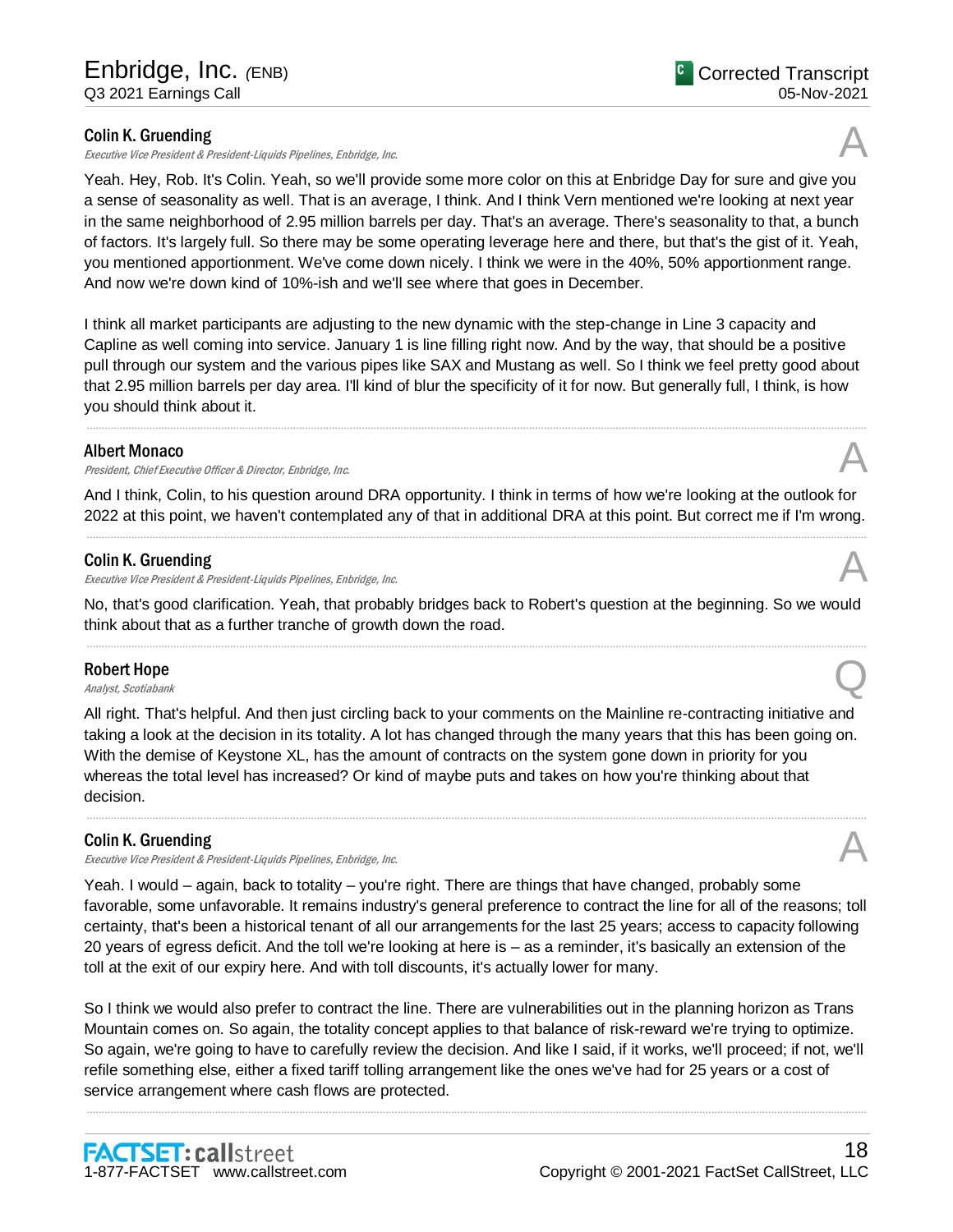**Colin K. Gruending**
*Executive Vice President & President-Liquids Pipelines, Enbridge, Inc.*

A

Yeah. Hey, Rob. It's Colin. Yeah, so we'll provide some more color on this at Enbridge Day for sure and give you a sense of seasonality as well. That is an average, I think. And I think Vern mentioned we're looking at next year in the same neighborhood of 2.95 million barrels per day. That's an average. There's seasonality to that, a bunch of factors. It's largely full. So there may be some operating leverage here and there, but that's the gist of it. Yeah, you mentioned apportionment. We've come down nicely. I think we were in the 40%, 50% apportionment range. And now we're down kind of 10%-ish and we'll see where that goes in December.

I think all market participants are adjusting to the new dynamic with the step-change in Line 3 capacity and Capline as well coming into service. January 1 is line filling right now. And by the way, that should be a positive pull through our system and the various pipes like SAX and Mustang as well. So I think we feel pretty good about that 2.95 million barrels per day area. I'll kind of blur the specificity of it for now. But generally full, I think, is how you should think about it.

---

**Albert Monaco**
*President, Chief Executive Officer & Director, Enbridge, Inc.*

A

And I think, Colin, to his question around DRA opportunity. I think in terms of how we're looking at the outlook for 2022 at this point, we haven't contemplated any of that in additional DRA at this point. But correct me if I'm wrong.

---

**Colin K. Gruending**
*Executive Vice President & President-Liquids Pipelines, Enbridge, Inc.*

A

No, that's good clarification. Yeah, that probably bridges back to Robert's question at the beginning. So we would think about that as a further tranche of growth down the road.

---

**Robert Hope**
*Analyst, Scotiabank*

Q

All right. That's helpful. And then just circling back to your comments on the Mainline re-contracting initiative and taking a look at the decision in its totality. A lot has changed through the many years that this has been going on. With the demise of Keystone XL, has the amount of contracts on the system gone down in priority for you whereas the total level has increased? Or kind of maybe puts and takes on how you're thinking about that decision.

---

**Colin K. Gruending**
*Executive Vice President & President-Liquids Pipelines, Enbridge, Inc.*

A

Yeah. I would – again, back to totality – you're right. There are things that have changed, probably some favorable, some unfavorable. It remains industry's general preference to contract the line for all of the reasons; toll certainty, that's been a historical tenant of all our arrangements for the last 25 years; access to capacity following 20 years of egress deficit. And the toll we're looking at here is – as a reminder, it's basically an extension of the toll at the exit of our expiry here. And with toll discounts, it's actually lower for many.

So I think we would also prefer to contract the line. There are vulnerabilities out in the planning horizon as Trans Mountain comes on. So again, the totality concept applies to that balance of risk-reward we're trying to optimize. So again, we're going to have to carefully review the decision. And like I said, if it works, we'll proceed; if not, we'll refile something else, either a fixed tariff tolling arrangement like the ones we've had for 25 years or a cost of service arrangement where cash flows are protected.

---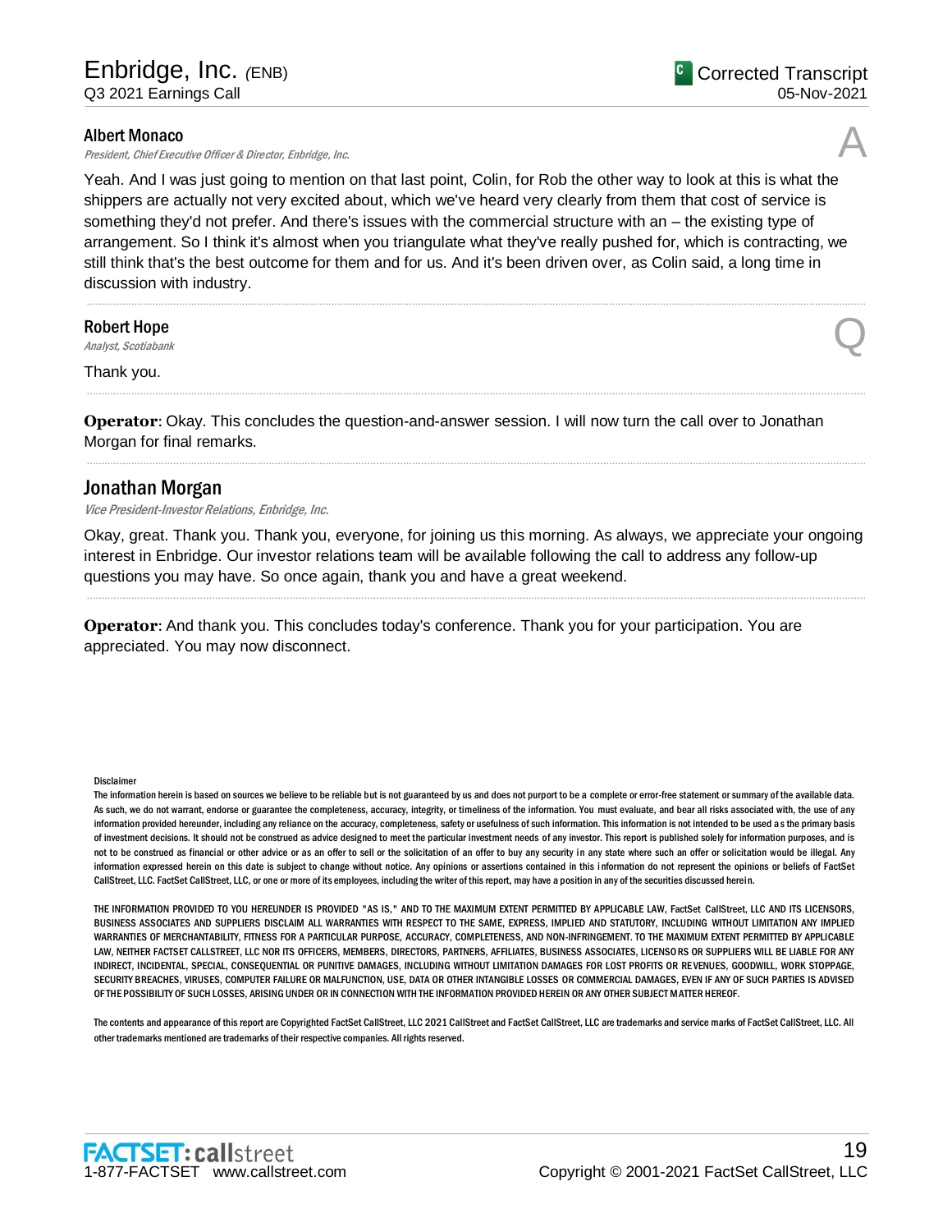**Albert Monaco**

*President, Chief Executive Officer & Director, Enbridge, Inc.*

A

Yeah. And I was just going to mention on that last point, Colin, for Rob the other way to look at this is what the shippers are actually not very excited about, which we've heard very clearly from them that cost of service is something they'd not prefer. And there's issues with the commercial structure with an – the existing type of arrangement. So I think it's almost when you triangulate what they've really pushed for, which is contracting, we still think that's the best outcome for them and for us. And it's been driven over, as Colin said, a long time in discussion with industry.

---

**Robert Hope**

*Analyst, Scotiabank*

Q

Thank you.

---

**Operator**: Okay. This concludes the question-and-answer session. I will now turn the call over to Jonathan Morgan for final remarks.

---

## Jonathan Morgan

*Vice President-Investor Relations, Enbridge, Inc.*

Okay, great. Thank you. Thank you, everyone, for joining us this morning. As always, we appreciate your ongoing interest in Enbridge. Our investor relations team will be available following the call to address any follow-up questions you may have. So once again, thank you and have a great weekend.

---

**Operator**: And thank you. This concludes today's conference. Thank you for your participation. You are appreciated. You may now disconnect.

Disclaimer

The information herein is based on sources we believe to be reliable but is not guaranteed by us and does not purport to be a complete or error-free statement or summary of the available data. As such, we do not warrant, endorse or guarantee the completeness, accuracy, integrity, or timeliness of the information. You must evaluate, and bear all risks associated with, the use of any information provided hereunder, including any reliance on the accuracy, completeness, safety or usefulness of such information. This information is not intended to be used as the primary basis of investment decisions. It should not be construed as advice designed to meet the particular investment needs of any investor. This report is published solely for information purposes, and is not to be construed as financial or other advice or as an offer to sell or the solicitation of an offer to buy any security in any state where such an offer or solicitation would be illegal. Any information expressed herein on this date is subject to change without notice. Any opinions or assertions contained in this information do not represent the opinions or beliefs of FactSet CallStreet, LLC. FactSet CallStreet, LLC, or one or more of its employees, including the writer of this report, may have a position in any of the securities discussed herein.

THE INFORMATION PROVIDED TO YOU HEREUNDER IS PROVIDED "AS IS," AND TO THE MAXIMUM EXTENT PERMITTED BY APPLICABLE LAW, FactSet CallStreet, LLC AND ITS LICENSORS, BUSINESS ASSOCIATES AND SUPPLIERS DISCLAIM ALL WARRANTIES WITH RESPECT TO THE SAME, EXPRESS, IMPLIED AND STATUTORY, INCLUDING WITHOUT LIMITATION ANY IMPLIED WARRANTIES OF MERCHANTABILITY, FITNESS FOR A PARTICULAR PURPOSE, ACCURACY, COMPLETENESS, AND NON-INFRINGEMENT. TO THE MAXIMUM EXTENT PERMITTED BY APPLICABLE LAW, NEITHER FACTSET CALLSTREET, LLC NOR ITS OFFICERS, MEMBERS, DIRECTORS, PARTNERS, AFFILIATES, BUSINESS ASSOCIATES, LICENSORS OR SUPPLIERS WILL BE LIABLE FOR ANY INDIRECT, INCIDENTAL, SPECIAL, CONSEQUENTIAL OR PUNITIVE DAMAGES, INCLUDING WITHOUT LIMITATION DAMAGES FOR LOST PROFITS OR REVENUES, GOODWILL, WORK STOPPAGE, SECURITY BREACHES, VIRUSES, COMPUTER FAILURE OR MALFUNCTION, USE, DATA OR OTHER INTANGIBLE LOSSES OR COMMERCIAL DAMAGES, EVEN IF ANY OF SUCH PARTIES IS ADVISED OF THE POSSIBILITY OF SUCH LOSSES, ARISING UNDER OR IN CONNECTION WITH THE INFORMATION PROVIDED HEREIN OR ANY OTHER SUBJECT MATTER HEREOF.

The contents and appearance of this report are Copyrighted FactSet CallStreet, LLC 2021 CallStreet and FactSet CallStreet, LLC are trademarks and service marks of FactSet CallStreet, LLC. All other trademarks mentioned are trademarks of their respective companies. All rights reserved.